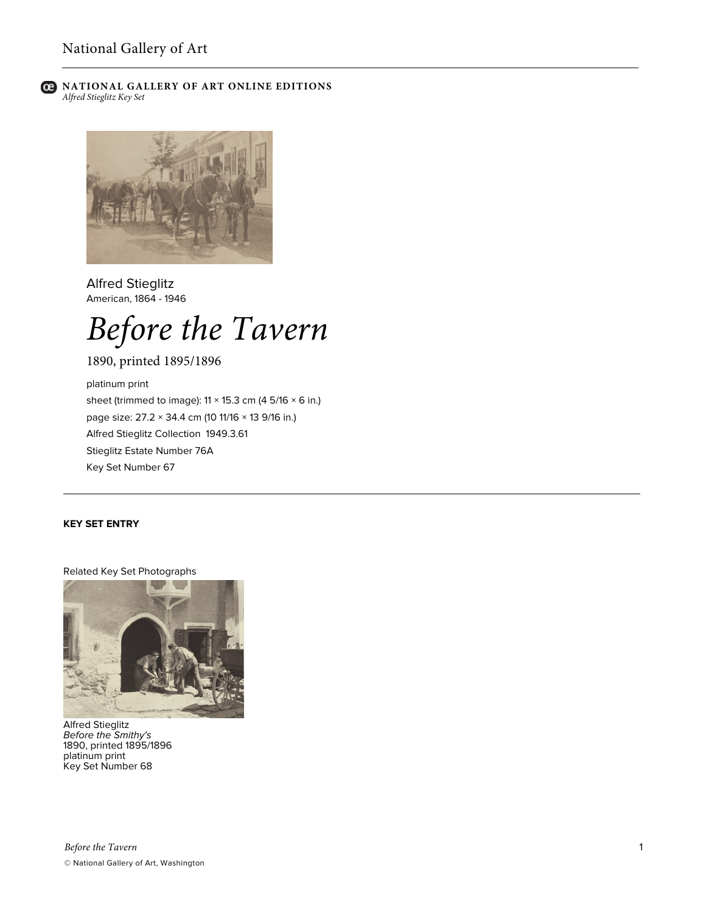NATIONAL GALLERY OF ART ONLINE EDITIONS
*Alfred Stieglitz Key Set*

Alfred Stieglitz
American, 1864 - 1946

# *Before the Tavern*

1890, printed 1895/1896

platinum print
sheet (trimmed to image): 11 × 15.3 cm (4 5/16 × 6 in.)
page size: 27.2 × 34.4 cm (10 11/16 × 13 9/16 in.)
Alfred Stieglitz Collection 1949.3.61
Stieglitz Estate Number 76A
Key Set Number 67

## KEY SET ENTRY

Related Key Set Photographs

Alfred Stieglitz
*Before the Smithy's*
1890, printed 1895/1896
platinum print
Key Set Number 68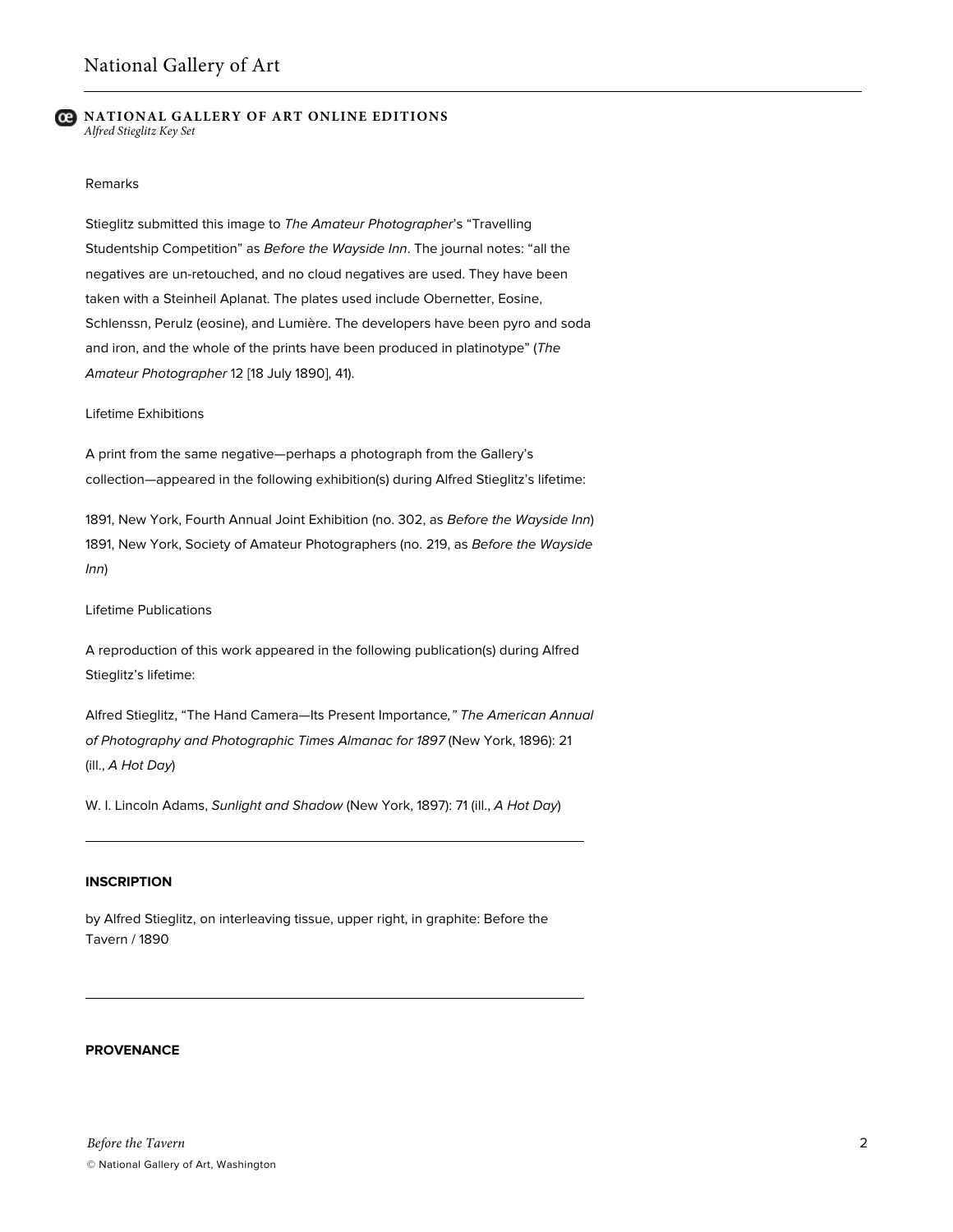Remarks

Stieglitz submitted this image to *The Amateur Photographer*'s "Travelling Studentship Competition" as *Before the Wayside Inn*. The journal notes: "all the negatives are un-retouched, and no cloud negatives are used. They have been taken with a Steinheil Aplanat. The plates used include Obernetter, Eosine, Schlenssn, Perulz (eosine), and Lumière. The developers have been pyro and soda and iron, and the whole of the prints have been produced in platinotype" (*The Amateur Photographer* 12 [18 July 1890], 41).

Lifetime Exhibitions

A print from the same negative—perhaps a photograph from the Gallery's collection—appeared in the following exhibition(s) during Alfred Stieglitz's lifetime:

1891, New York, Fourth Annual Joint Exhibition (no. 302, as *Before the Wayside Inn*)
1891, New York, Society of Amateur Photographers (no. 219, as *Before the Wayside Inn*)

Lifetime Publications

A reproduction of this work appeared in the following publication(s) during Alfred Stieglitz's lifetime:

Alfred Stieglitz, "The Hand Camera—Its Present Importance," *The American Annual of Photography and Photographic Times Almanac for 1897* (New York, 1896): 21 (ill., *A Hot Day*)

W. I. Lincoln Adams, *Sunlight and Shadow* (New York, 1897): 71 (ill., *A Hot Day*)

---

**INSCRIPTION**

by Alfred Stieglitz, on interleaving tissue, upper right, in graphite: Before the Tavern / 1890

---

**PROVENANCE**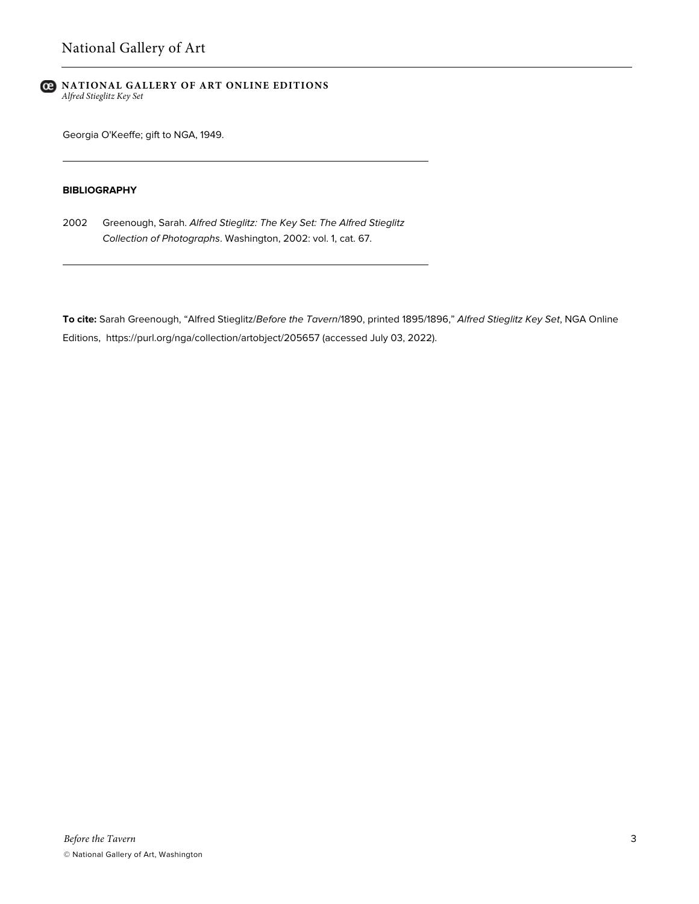Georgia O'Keeffe; gift to NGA, 1949.

---

**BIBLIOGRAPHY**

2002 Greenough, Sarah. *Alfred Stieglitz: The Key Set: The Alfred Stieglitz Collection of Photographs*. Washington, 2002: vol. 1, cat. 67.

---

**To cite:** Sarah Greenough, "Alfred Stieglitz/*Before the Tavern*/1890, printed 1895/1896," *Alfred Stieglitz Key Set*, NGA Online Editions, https://purl.org/nga/collection/artobject/205657 (accessed July 03, 2022).